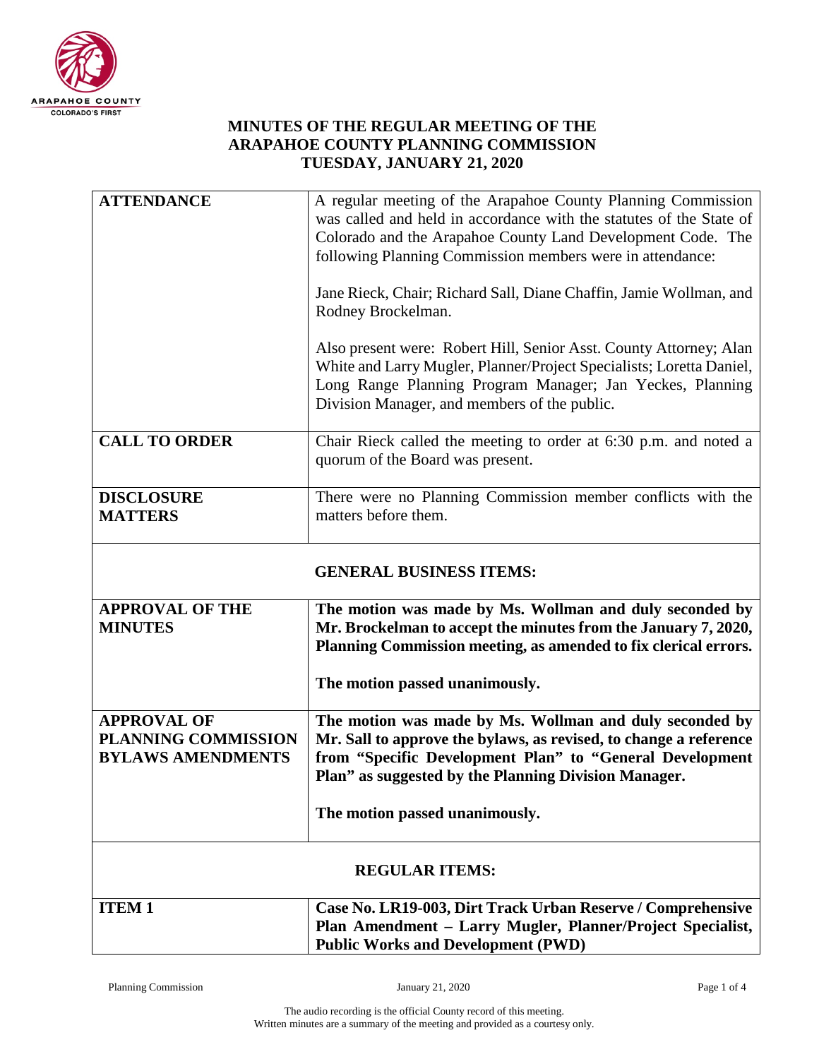# MINUTES OF THE REGULAR MEETING OF THE ARAPAHOE COUNTY PLANNING COMMISSION TUESDAY, JANUARY 21, 2020

| | |
|---|---|
| **ATTENDANCE** | A regular meeting of the Arapahoe County Planning Commission was called and held in accordance with the statutes of the State of Colorado and the Arapahoe County Land Development Code. The following Planning Commission members were in attendance:<br><br>Jane Rieck, Chair; Richard Sall, Diane Chaffin, Jamie Wollman, and Rodney Brockelman.<br><br>Also present were: Robert Hill, Senior Asst. County Attorney; Alan White and Larry Mugler, Planner/Project Specialists; Loretta Daniel, Long Range Planning Program Manager; Jan Yeckes, Planning Division Manager, and members of the public. |
| **CALL TO ORDER** | Chair Rieck called the meeting to order at 6:30 p.m. and noted a quorum of the Board was present. |
| **DISCLOSURE MATTERS** | There were no Planning Commission member conflicts with the matters before them. |
| **GENERAL BUSINESS ITEMS:** | |
| **APPROVAL OF THE MINUTES** | **The motion was made by Ms. Wollman and duly seconded by Mr. Brockelman to accept the minutes from the January 7, 2020, Planning Commission meeting, as amended to fix clerical errors.**<br><br>**The motion passed unanimously.** |
| **APPROVAL OF PLANNING COMMISSION BYLAWS AMENDMENTS** | **The motion was made by Ms. Wollman and duly seconded by Mr. Sall to approve the bylaws, as revised, to change a reference from "Specific Development Plan" to "General Development Plan" as suggested by the Planning Division Manager.**<br><br>**The motion passed unanimously.** |
| **REGULAR ITEMS:** | |
| **ITEM 1** | **Case No. LR19-003, Dirt Track Urban Reserve / Comprehensive Plan Amendment – Larry Mugler, Planner/Project Specialist, Public Works and Development (PWD)** |

The audio recording is the official County record of this meeting.
Written minutes are a summary of the meeting and provided as a courtesy only.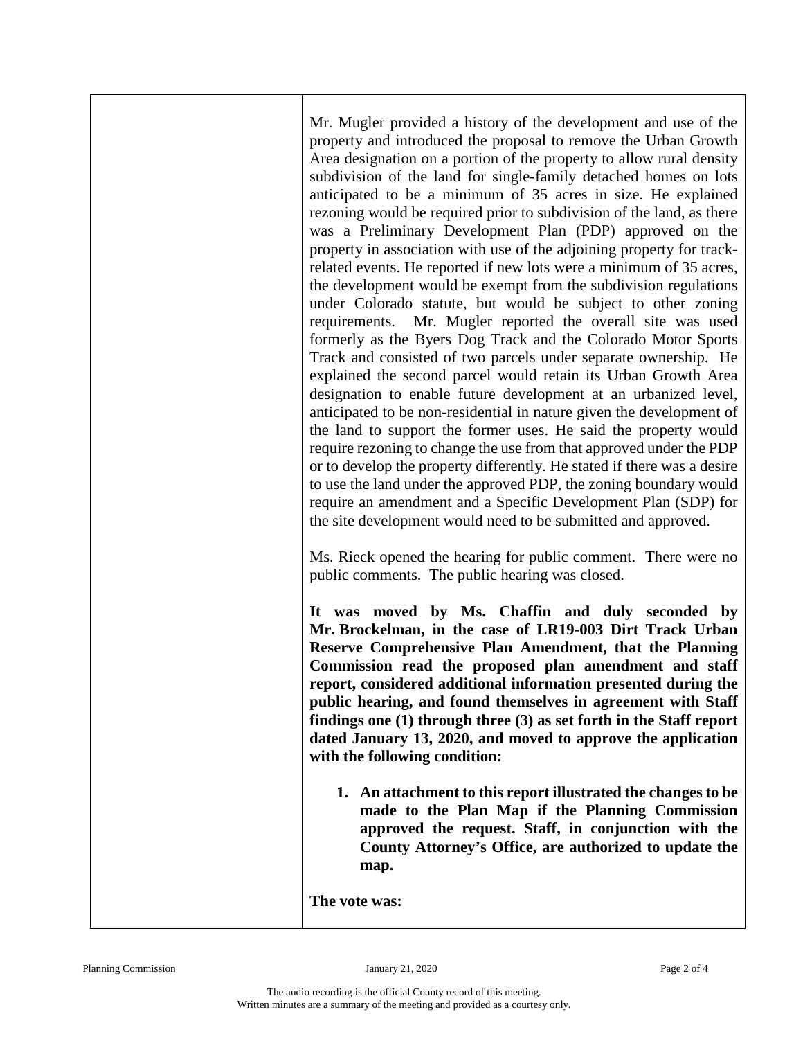Mr. Mugler provided a history of the development and use of the property and introduced the proposal to remove the Urban Growth Area designation on a portion of the property to allow rural density subdivision of the land for single-family detached homes on lots anticipated to be a minimum of 35 acres in size. He explained rezoning would be required prior to subdivision of the land, as there was a Preliminary Development Plan (PDP) approved on the property in association with use of the adjoining property for track-related events. He reported if new lots were a minimum of 35 acres, the development would be exempt from the subdivision regulations under Colorado statute, but would be subject to other zoning requirements. Mr. Mugler reported the overall site was used formerly as the Byers Dog Track and the Colorado Motor Sports Track and consisted of two parcels under separate ownership. He explained the second parcel would retain its Urban Growth Area designation to enable future development at an urbanized level, anticipated to be non-residential in nature given the development of the land to support the former uses. He said the property would require rezoning to change the use from that approved under the PDP or to develop the property differently. He stated if there was a desire to use the land under the approved PDP, the zoning boundary would require an amendment and a Specific Development Plan (SDP) for the site development would need to be submitted and approved.

Ms. Rieck opened the hearing for public comment. There were no public comments. The public hearing was closed.

**It was moved by Ms. Chaffin and duly seconded by Mr. Brockelman, in the case of LR19-003 Dirt Track Urban Reserve Comprehensive Plan Amendment, that the Planning Commission read the proposed plan amendment and staff report, considered additional information presented during the public hearing, and found themselves in agreement with Staff findings one (1) through three (3) as set forth in the Staff report dated January 13, 2020, and moved to approve the application with the following condition:**

1. **An attachment to this report illustrated the changes to be made to the Plan Map if the Planning Commission approved the request. Staff, in conjunction with the County Attorney's Office, are authorized to update the map.**

**The vote was:**

The audio recording is the official County record of this meeting.
Written minutes are a summary of the meeting and provided as a courtesy only.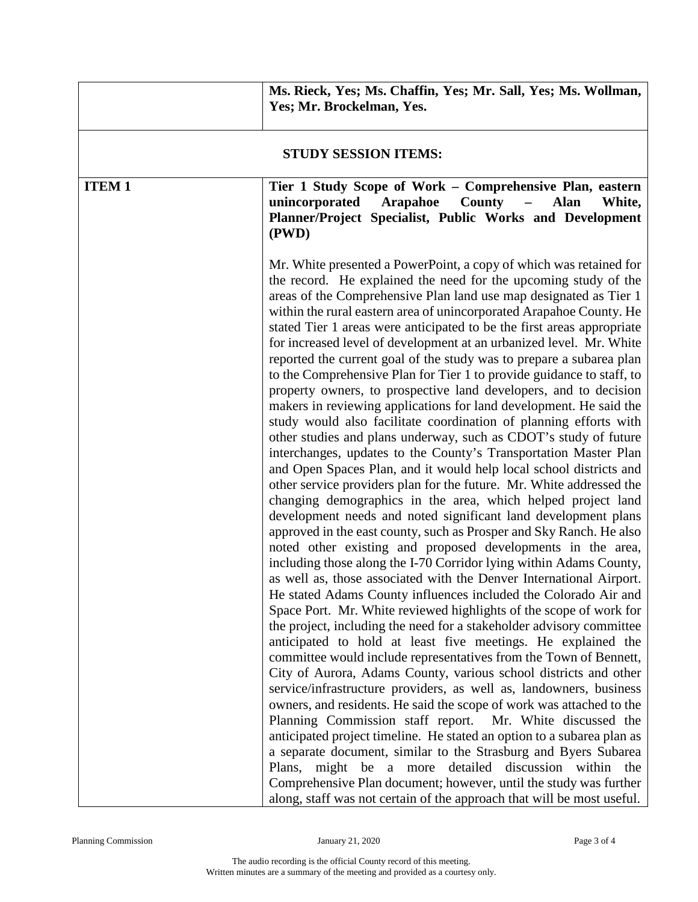| | |
|---|---|
| | **Ms. Rieck, Yes; Ms. Chaffin, Yes; Mr. Sall, Yes; Ms. Wollman, Yes; Mr. Brockelman, Yes.** |
| **STUDY SESSION ITEMS:** | |
| **ITEM 1** | **Tier 1 Study Scope of Work – Comprehensive Plan, eastern unincorporated Arapahoe County – Alan White, Planner/Project Specialist, Public Works and Development (PWD)**<br><br>Mr. White presented a PowerPoint, a copy of which was retained for the record. He explained the need for the upcoming study of the areas of the Comprehensive Plan land use map designated as Tier 1 within the rural eastern area of unincorporated Arapahoe County. He stated Tier 1 areas were anticipated to be the first areas appropriate for increased level of development at an urbanized level. Mr. White reported the current goal of the study was to prepare a subarea plan to the Comprehensive Plan for Tier 1 to provide guidance to staff, to property owners, to prospective land developers, and to decision makers in reviewing applications for land development. He said the study would also facilitate coordination of planning efforts with other studies and plans underway, such as CDOT's study of future interchanges, updates to the County's Transportation Master Plan and Open Spaces Plan, and it would help local school districts and other service providers plan for the future. Mr. White addressed the changing demographics in the area, which helped project land development needs and noted significant land development plans approved in the east county, such as Prosper and Sky Ranch. He also noted other existing and proposed developments in the area, including those along the I-70 Corridor lying within Adams County, as well as, those associated with the Denver International Airport. He stated Adams County influences included the Colorado Air and Space Port. Mr. White reviewed highlights of the scope of work for the project, including the need for a stakeholder advisory committee anticipated to hold at least five meetings. He explained the committee would include representatives from the Town of Bennett, City of Aurora, Adams County, various school districts and other service/infrastructure providers, as well as, landowners, business owners, and residents. He said the scope of work was attached to the Planning Commission staff report. Mr. White discussed the anticipated project timeline. He stated an option to a subarea plan as a separate document, similar to the Strasburg and Byers Subarea Plans, might be a more detailed discussion within the Comprehensive Plan document; however, until the study was further along, staff was not certain of the approach that will be most useful. |

Planning Commission January 21, 2020

The audio recording is the official County record of this meeting.
Written minutes are a summary of the meeting and provided as a courtesy only.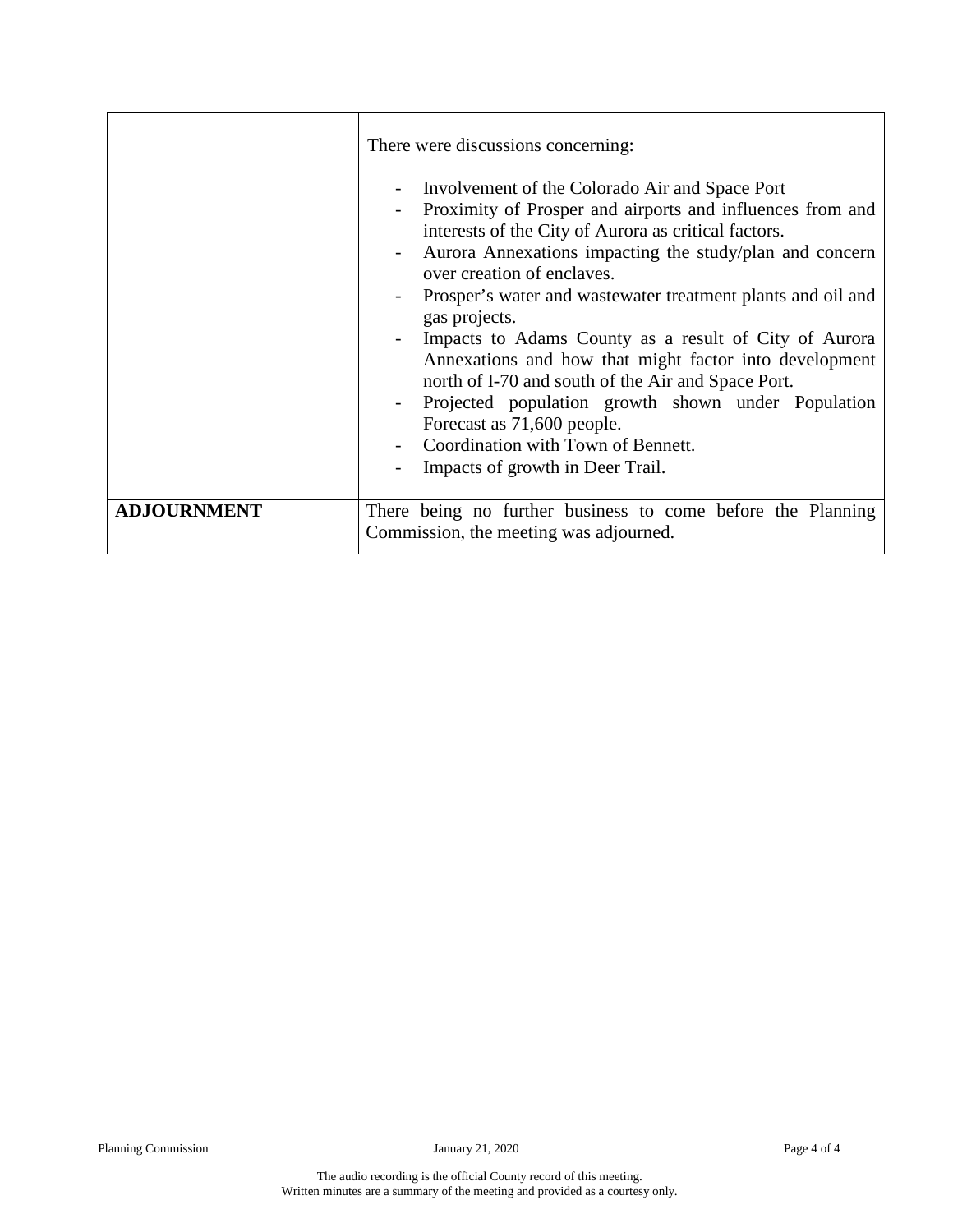| | |
|---|---|
| | There were discussions concerning:<br><br>- Involvement of the Colorado Air and Space Port<br>- Proximity of Prosper and airports and influences from and interests of the City of Aurora as critical factors.<br>- Aurora Annexations impacting the study/plan and concern over creation of enclaves.<br>- Prosper's water and wastewater treatment plants and oil and gas projects.<br>- Impacts to Adams County as a result of City of Aurora Annexations and how that might factor into development north of I-70 and south of the Air and Space Port.<br>- Projected population growth shown under Population Forecast as 71,600 people.<br>- Coordination with Town of Bennett.<br>- Impacts of growth in Deer Trail. |
| **ADJOURNMENT** | There being no further business to come before the Planning Commission, the meeting was adjourned. |

The audio recording is the official County record of this meeting.
Written minutes are a summary of the meeting and provided as a courtesy only.